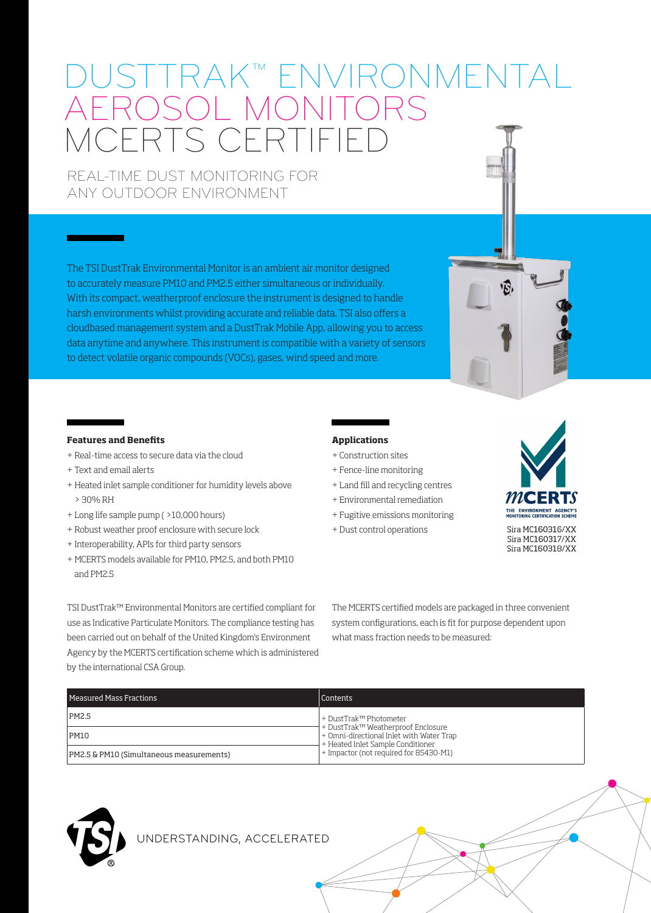# DUSTTRAK™ ENVIRONMENTAL AEROSOL MONITORS MCERTS CERTIFIED

## REAL-TIME DUST MONITORING FOR ANY OUTDOOR ENVIRONMENT

The TSI DustTrak Environmental Monitor is an ambient air monitor designed to accurately measure PM10 and PM2.5 either simultaneous or individually. With its compact, weatherproof enclosure the instrument is designed to handle harsh environments whilst providing accurate and reliable data. TSI also offers a cloudbased management system and a DustTrak Mobile App, allowing you to access data anytime and anywhere. This instrument is compatible with a variety of sensors to detect volatile organic compounds (VOCs), gases, wind speed and more.

### Features and Benefits

+ Real-time access to secure data via the cloud
+ Text and email alerts
+ Heated inlet sample conditioner for humidity levels above > 30% RH
+ Long life sample pump ( >10,000 hours)
+ Robust weather proof enclosure with secure lock
+ Interoperability, APIs for third party sensors
+ MCERTS models available for PM10, PM2.5, and both PM10 and PM2.5

### Applications

+ Construction sites
+ Fence-line monitoring
+ Land fill and recycling centres
+ Environmental remediation
+ Fugitive emissions monitoring
+ Dust control operations

MCERTS
THE ENVIRONMENT AGENCY'S MONITORING CERTIFICATION SCHEME

Sira MC160316/XX
Sira MC160317/XX
Sira MC160318/XX

TSI DustTrak™ Environmental Monitors are certified compliant for use as Indicative Particulate Monitors. The compliance testing has been carried out on behalf of the United Kingdom's Environment Agency by the MCERTS certification scheme which is administered by the international CSA Group.

The MCERTS certified models are packaged in three convenient system configurations, each is fit for purpose dependent upon what mass fraction needs to be measured:

| Measured Mass Fractions | Contents |
|---|---|
| PM2.5 | + DustTrak™ Photometer<br>+ DustTrak™ Weatherproof Enclosure<br>+ Omni-directional Inlet with Water Trap<br>+ Heated Inlet Sample Conditioner<br>+ Impactor (not required for 85430-M1) |
| PM10 | |
| PM2.5 & PM10 (Simultaneous measurements) | |

UNDERSTANDING, ACCELERATED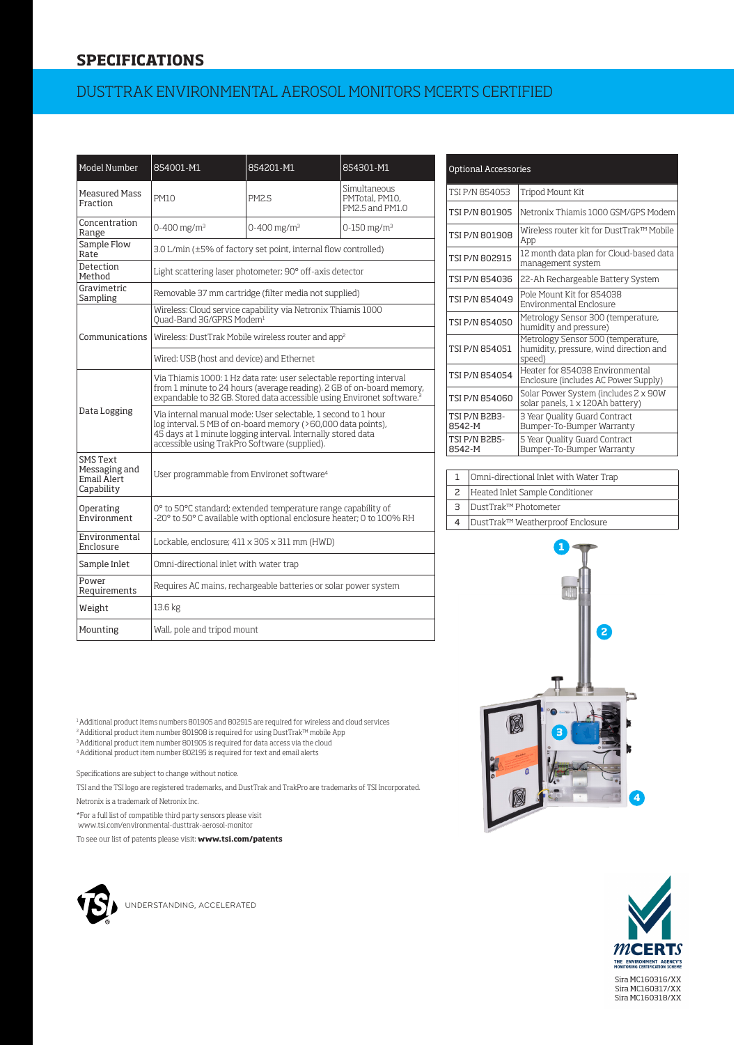## SPECIFICATIONS

# DUSTTRAK ENVIRONMENTAL AEROSOL MONITORS MCERTS CERTIFIED

| Model Number | 854001-M1 | 854201-M1 | 854301-M1 |
|---|---|---|---|
| Measured Mass Fraction | PM10 | PM2.5 | Simultaneous PMTotal, PM10, PM2.5 and PM1.0 |
| Concentration Range | 0-400 mg/m³ | 0-400 mg/m³ | 0-150 mg/m³ |
| Sample Flow Rate | 3.0 L/min (±5% of factory set point, internal flow controlled) | | |
| Detection Method | Light scattering laser photometer; 90° off-axis detector | | |
| Gravimetric Sampling | Removable 37 mm cartridge (filter media not supplied) | | |
| Communications | Wireless: Cloud service capability via Netronix Thiamis 1000 Quad-Band 3G/GPRS Modem[1] | | |
| | Wireless: DustTrak Mobile wireless router and app[2] | | |
| | Wired: USB (host and device) and Ethernet | | |
| Data Logging | Via Thiamis 1000: 1 Hz data rate: user selectable reporting interval from 1 minute to 24 hours (average reading). 2 GB of on-board memory, expandable to 32 GB. Stored data accessible using Environet software.[3] | | |
| | Via internal manual mode: User selectable, 1 second to 1 hour log interval. 5 MB of on-board memory (>60,000 data points), 45 days at 1 minute logging interval. Internally stored data accessible using TrakPro Software (supplied). | | |
| SMS Text Messaging and Email Alert Capability | User programmable from Environet software[4] | | |
| Operating Environment | 0° to 50°C standard; extended temperature range capability of -20° to 50° C available with optional enclosure heater; 0 to 100% RH | | |
| Environmental Enclosure | Lockable, enclosure; 411 x 305 x 311 mm (HWD) | | |
| Sample Inlet | Omni-directional inlet with water trap | | |
| Power Requirements | Requires AC mains, rechargeable batteries or solar power system | | |
| Weight | 13.6 kg | | |
| Mounting | Wall, pole and tripod mount | | |

| Optional Accessories | |
|---|---|
| TSI P/N 854053 | Tripod Mount Kit |
| TSI P/N 801905 | Netronix Thiamis 1000 GSM/GPS Modem |
| TSI P/N 801908 | Wireless router kit for DustTrak™ Mobile App |
| TSI P/N 802915 | 12 month data plan for Cloud-based data management system |
| TSI P/N 854036 | 22-Ah Rechargeable Battery System |
| TSI P/N 854049 | Pole Mount Kit for 854038 Environmental Enclosure |
| TSI P/N 854050 | Metrology Sensor 300 (temperature, humidity and pressure) |
| TSI P/N 854051 | Metrology Sensor 500 (temperature, humidity, pressure, wind direction and speed) |
| TSI P/N 854054 | Heater for 854038 Environmental Enclosure (includes AC Power Supply) |
| TSI P/N 854060 | Solar Power System (includes 2 x 90W solar panels, 1 x 120Ah battery) |
| TSI P/N B2B3-8542-M | 3 Year Quality Guard Contract Bumper-To-Bumper Warranty |
| TSI P/N B2B5-8542-M | 5 Year Quality Guard Contract Bumper-To-Bumper Warranty |

| | |
|---|---|
| 1 | Omni-directional Inlet with Water Trap |
| 2 | Heated Inlet Sample Conditioner |
| 3 | DustTrak™ Photometer |
| 4 | DustTrak™ Weatherproof Enclosure |

[1] Additional product items numbers 801905 and 802915 are required for wireless and cloud services
[2] Additional product item number 801908 is required for using DustTrak™ mobile App
[3] Additional product item number 801905 is required for data access via the cloud
[4] Additional product item number 802195 is required for text and email alerts

Specifications are subject to change without notice.

TSI and the TSI logo are registered trademarks, and DustTrak and TrakPro are trademarks of TSI Incorporated.

Netronix is a trademark of Netronix Inc.

*For a full list of compatible third party sensors please visit www.tsi.com/environmental-dusttrak-aerosol-monitor

To see our list of patents please visit: **www.tsi.com/patents**

UNDERSTANDING, ACCELERATED

MCERTS THE ENVIRONMENT AGENCY'S MONITORING CERTIFICATION SCHEME

Sira MC160316/XX
Sira MC160317/XX
Sira MC160318/XX